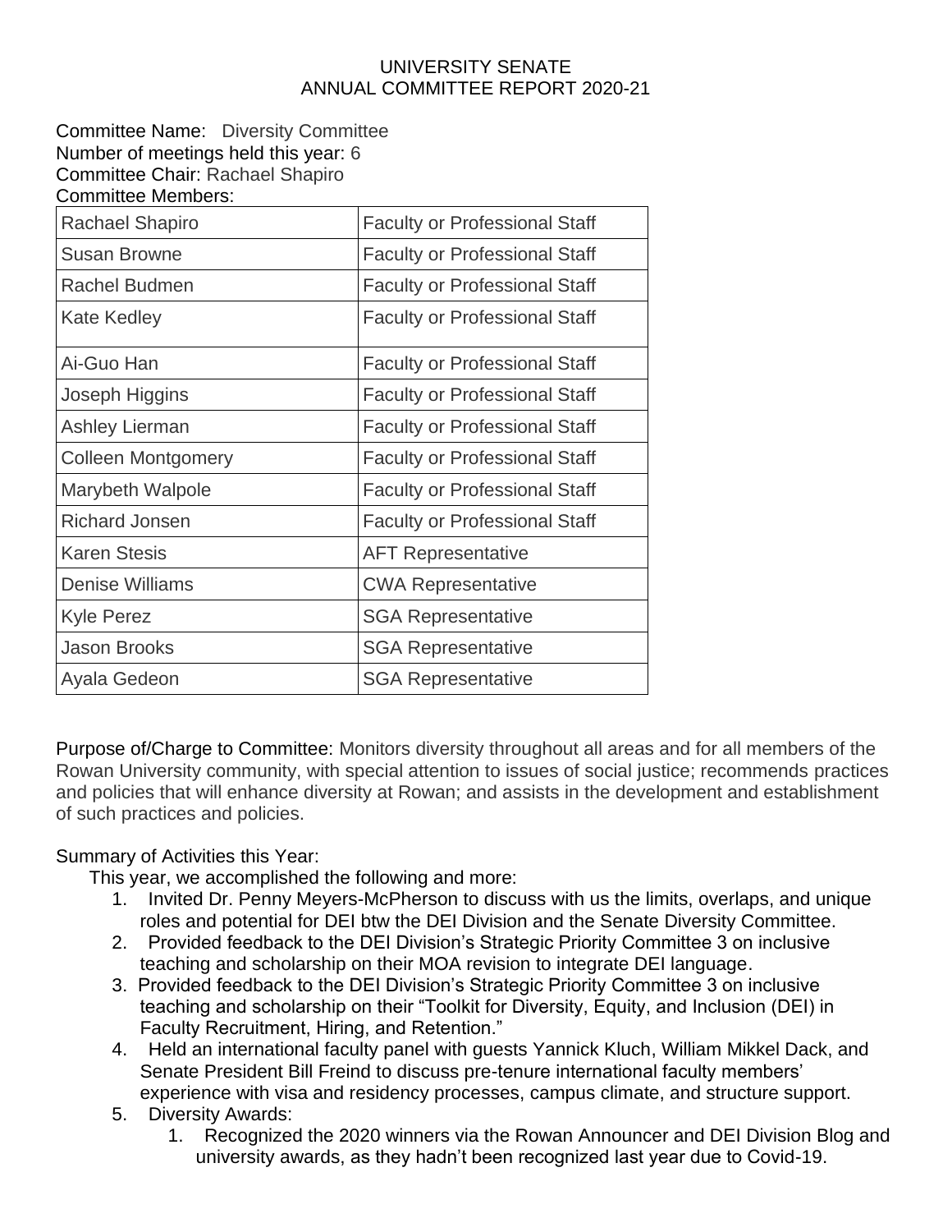# UNIVERSITY SENATE
## ANNUAL COMMITTEE REPORT 2020-21

Committee Name: Diversity Committee
Number of meetings held this year: 6
Committee Chair: Rachael Shapiro
Committee Members:

| | |
|---|---|
| Rachael Shapiro | Faculty or Professional Staff |
| Susan Browne | Faculty or Professional Staff |
| Rachel Budmen | Faculty or Professional Staff |
| Kate Kedley | Faculty or Professional Staff |
| Ai-Guo Han | Faculty or Professional Staff |
| Joseph Higgins | Faculty or Professional Staff |
| Ashley Lierman | Faculty or Professional Staff |
| Colleen Montgomery | Faculty or Professional Staff |
| Marybeth Walpole | Faculty or Professional Staff |
| Richard Jonsen | Faculty or Professional Staff |
| Karen Stesis | AFT Representative |
| Denise Williams | CWA Representative |
| Kyle Perez | SGA Representative |
| Jason Brooks | SGA Representative |
| Ayala Gedeon | SGA Representative |

Purpose of/Charge to Committee: Monitors diversity throughout all areas and for all members of the Rowan University community, with special attention to issues of social justice; recommends practices and policies that will enhance diversity at Rowan; and assists in the development and establishment of such practices and policies.

Summary of Activities this Year:

This year, we accomplished the following and more:

1. Invited Dr. Penny Meyers-McPherson to discuss with us the limits, overlaps, and unique roles and potential for DEI btw the DEI Division and the Senate Diversity Committee.
2. Provided feedback to the DEI Division's Strategic Priority Committee 3 on inclusive teaching and scholarship on their MOA revision to integrate DEI language.
3. Provided feedback to the DEI Division's Strategic Priority Committee 3 on inclusive teaching and scholarship on their "Toolkit for Diversity, Equity, and Inclusion (DEI) in Faculty Recruitment, Hiring, and Retention."
4. Held an international faculty panel with guests Yannick Kluch, William Mikkel Dack, and Senate President Bill Freind to discuss pre-tenure international faculty members' experience with visa and residency processes, campus climate, and structure support.
5. Diversity Awards:
    1. Recognized the 2020 winners via the Rowan Announcer and DEI Division Blog and university awards, as they hadn't been recognized last year due to Covid-19.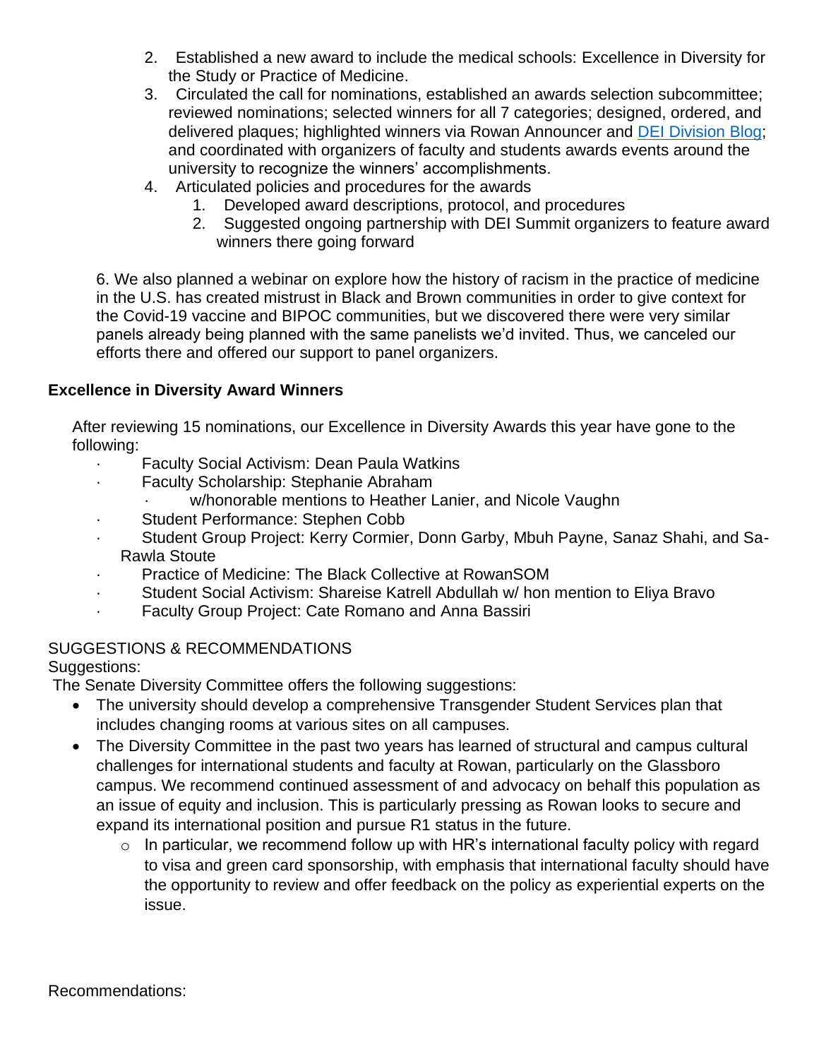2. Established a new award to include the medical schools: Excellence in Diversity for the Study or Practice of Medicine.
3. Circulated the call for nominations, established an awards selection subcommittee; reviewed nominations; selected winners for all 7 categories; designed, ordered, and delivered plaques; highlighted winners via Rowan Announcer and [DEI Division Blog](); and coordinated with organizers of faculty and students awards events around the university to recognize the winners' accomplishments.
4. Articulated policies and procedures for the awards
    1. Developed award descriptions, protocol, and procedures
    2. Suggested ongoing partnership with DEI Summit organizers to feature award winners there going forward

6. We also planned a webinar on explore how the history of racism in the practice of medicine in the U.S. has created mistrust in Black and Brown communities in order to give context for the Covid-19 vaccine and BIPOC communities, but we discovered there were very similar panels already being planned with the same panelists we'd invited. Thus, we canceled our efforts there and offered our support to panel organizers.

**Excellence in Diversity Award Winners**

After reviewing 15 nominations, our Excellence in Diversity Awards this year have gone to the following:

- Faculty Social Activism: Dean Paula Watkins
- Faculty Scholarship: Stephanie Abraham
    - w/honorable mentions to Heather Lanier, and Nicole Vaughn
- Student Performance: Stephen Cobb
- Student Group Project: Kerry Cormier, Donn Garby, Mbuh Payne, Sanaz Shahi, and Sa-Rawla Stoute
- Practice of Medicine: The Black Collective at RowanSOM
- Student Social Activism: Shareise Katrell Abdullah w/ hon mention to Eliya Bravo
- Faculty Group Project: Cate Romano and Anna Bassiri

SUGGESTIONS & RECOMMENDATIONS

Suggestions:

The Senate Diversity Committee offers the following suggestions:

- The university should develop a comprehensive Transgender Student Services plan that includes changing rooms at various sites on all campuses.
- The Diversity Committee in the past two years has learned of structural and campus cultural challenges for international students and faculty at Rowan, particularly on the Glassboro campus. We recommend continued assessment of and advocacy on behalf this population as an issue of equity and inclusion. This is particularly pressing as Rowan looks to secure and expand its international position and pursue R1 status in the future.
    - In particular, we recommend follow up with HR's international faculty policy with regard to visa and green card sponsorship, with emphasis that international faculty should have the opportunity to review and offer feedback on the policy as experiential experts on the issue.

Recommendations: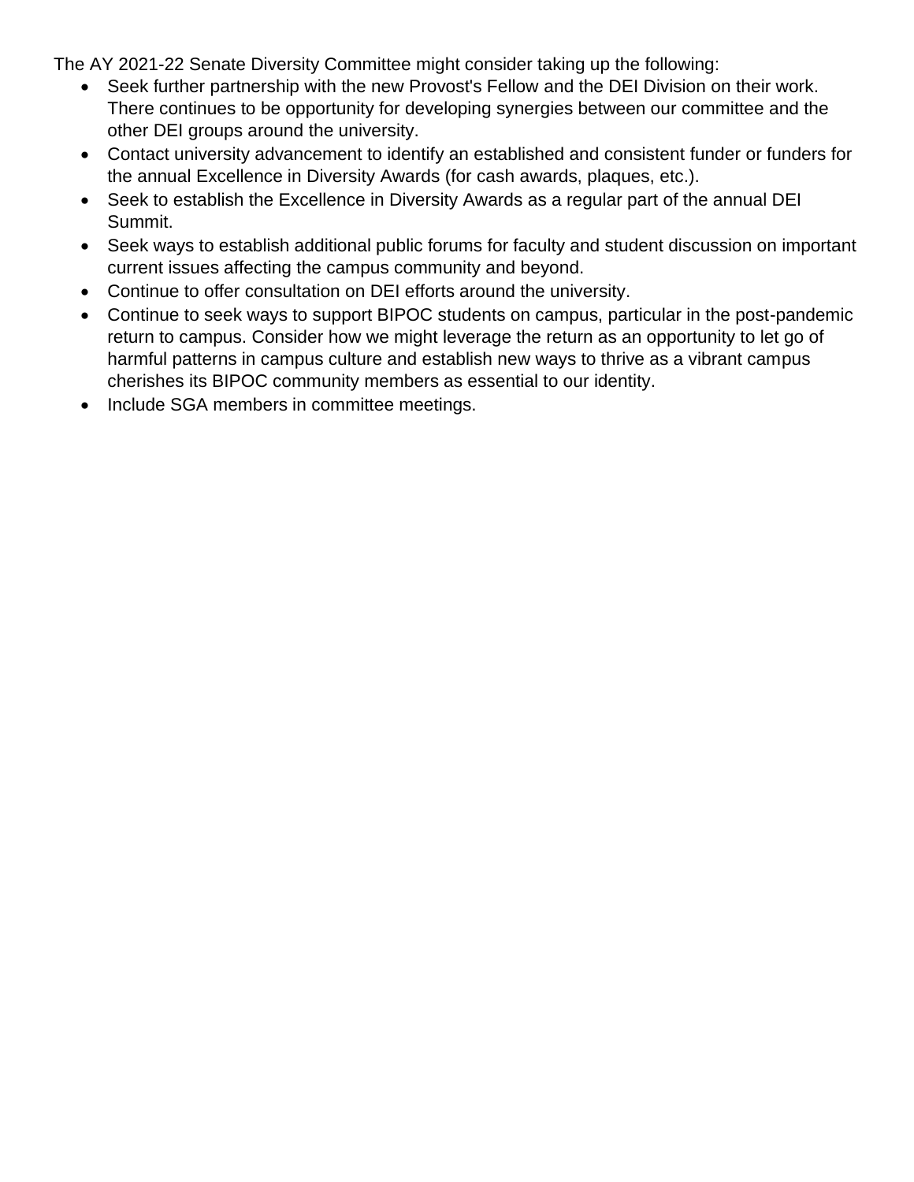The AY 2021-22 Senate Diversity Committee might consider taking up the following:

- Seek further partnership with the new Provost's Fellow and the DEI Division on their work. There continues to be opportunity for developing synergies between our committee and the other DEI groups around the university.
- Contact university advancement to identify an established and consistent funder or funders for the annual Excellence in Diversity Awards (for cash awards, plaques, etc.).
- Seek to establish the Excellence in Diversity Awards as a regular part of the annual DEI Summit.
- Seek ways to establish additional public forums for faculty and student discussion on important current issues affecting the campus community and beyond.
- Continue to offer consultation on DEI efforts around the university.
- Continue to seek ways to support BIPOC students on campus, particular in the post-pandemic return to campus. Consider how we might leverage the return as an opportunity to let go of harmful patterns in campus culture and establish new ways to thrive as a vibrant campus cherishes its BIPOC community members as essential to our identity.
- Include SGA members in committee meetings.